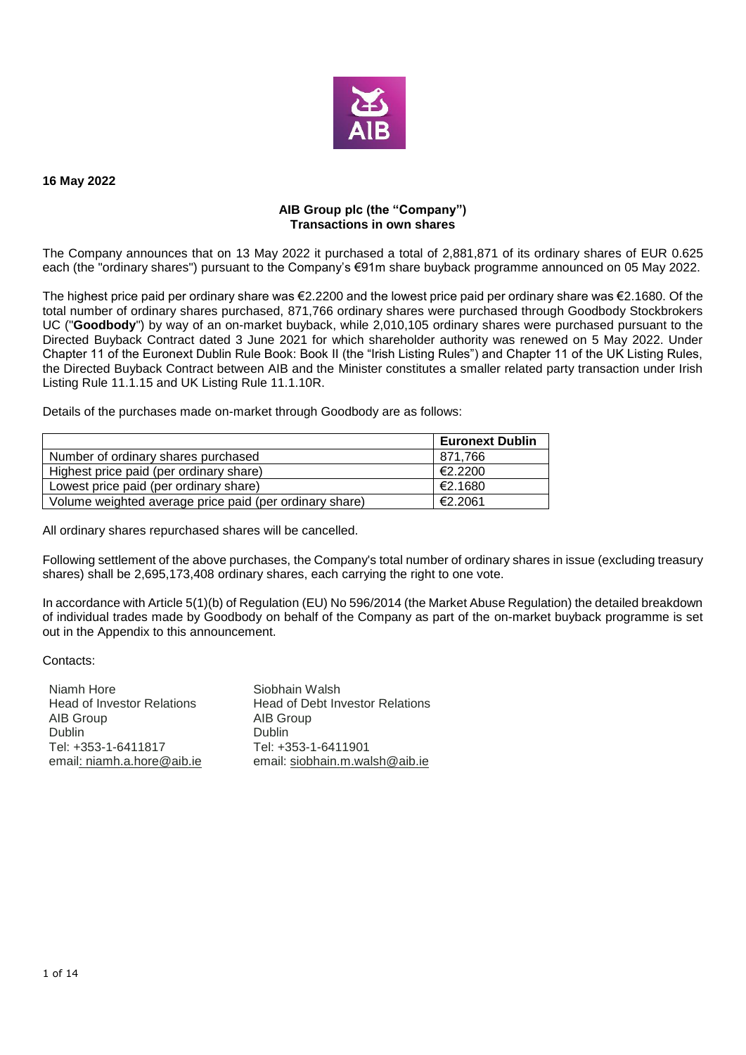**16 May 2022**

**AIB Group plc (the "Company")**
**Transactions in own shares**

The Company announces that on 13 May 2022 it purchased a total of 2,881,871 of its ordinary shares of EUR 0.625 each (the "ordinary shares") pursuant to the Company's €91m share buyback programme announced on 05 May 2022.

The highest price paid per ordinary share was €2.2200 and the lowest price paid per ordinary share was €2.1680. Of the total number of ordinary shares purchased, 871,766 ordinary shares were purchased through Goodbody Stockbrokers UC ("**Goodbody**") by way of an on-market buyback, while 2,010,105 ordinary shares were purchased pursuant to the Directed Buyback Contract dated 3 June 2021 for which shareholder authority was renewed on 5 May 2022. Under Chapter 11 of the Euronext Dublin Rule Book: Book II (the "Irish Listing Rules") and Chapter 11 of the UK Listing Rules, the Directed Buyback Contract between AIB and the Minister constitutes a smaller related party transaction under Irish Listing Rule 11.1.15 and UK Listing Rule 11.1.10R.

Details of the purchases made on-market through Goodbody are as follows:

| | **Euronext Dublin** |
|---|---|
| Number of ordinary shares purchased | 871,766 |
| Highest price paid (per ordinary share) | €2.2200 |
| Lowest price paid (per ordinary share) | €2.1680 |
| Volume weighted average price paid (per ordinary share) | €2.2061 |

All ordinary shares repurchased shares will be cancelled.

Following settlement of the above purchases, the Company's total number of ordinary shares in issue (excluding treasury shares) shall be 2,695,173,408 ordinary shares, each carrying the right to one vote.

In accordance with Article 5(1)(b) of Regulation (EU) No 596/2014 (the Market Abuse Regulation) the detailed breakdown of individual trades made by Goodbody on behalf of the Company as part of the on-market buyback programme is set out in the Appendix to this announcement.

Contacts:

Niamh Hore
Head of Investor Relations
AIB Group
Dublin
Tel: +353-1-6411817
email: niamh.a.hore@aib.ie

Siobhain Walsh
Head of Debt Investor Relations
AIB Group
Dublin
Tel: +353-1-6411901
email: siobhain.m.walsh@aib.ie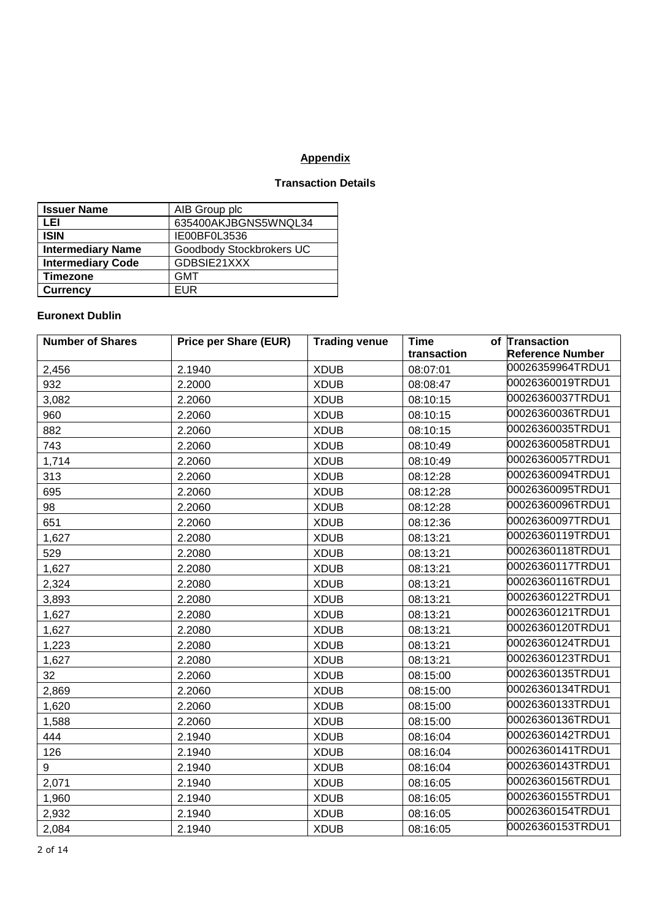**Appendix**

**Transaction Details**

| **Issuer Name** | AIB Group plc |
|---|---|
| **LEI** | 635400AKJBGNS5WNQL34 |
| **ISIN** | IE00BF0L3536 |
| **Intermediary Name** | Goodbody Stockbrokers UC |
| **Intermediary Code** | GDBSIE21XXX |
| **Timezone** | GMT |
| **Currency** | EUR |

**Euronext Dublin**

| Number of Shares | Price per Share (EUR) | Trading venue | Time of transaction | Transaction Reference Number |
|---|---|---|---|---|
| 2,456 | 2.1940 | XDUB | 08:07:01 | 00026359964TRDU1 |
| 932 | 2.2000 | XDUB | 08:08:47 | 00026360019TRDU1 |
| 3,082 | 2.2060 | XDUB | 08:10:15 | 00026360037TRDU1 |
| 960 | 2.2060 | XDUB | 08:10:15 | 00026360036TRDU1 |
| 882 | 2.2060 | XDUB | 08:10:15 | 00026360035TRDU1 |
| 743 | 2.2060 | XDUB | 08:10:49 | 00026360058TRDU1 |
| 1,714 | 2.2060 | XDUB | 08:10:49 | 00026360057TRDU1 |
| 313 | 2.2060 | XDUB | 08:12:28 | 00026360094TRDU1 |
| 695 | 2.2060 | XDUB | 08:12:28 | 00026360095TRDU1 |
| 98 | 2.2060 | XDUB | 08:12:28 | 00026360096TRDU1 |
| 651 | 2.2060 | XDUB | 08:12:36 | 00026360097TRDU1 |
| 1,627 | 2.2080 | XDUB | 08:13:21 | 00026360119TRDU1 |
| 529 | 2.2080 | XDUB | 08:13:21 | 00026360118TRDU1 |
| 1,627 | 2.2080 | XDUB | 08:13:21 | 00026360117TRDU1 |
| 2,324 | 2.2080 | XDUB | 08:13:21 | 00026360116TRDU1 |
| 3,893 | 2.2080 | XDUB | 08:13:21 | 00026360122TRDU1 |
| 1,627 | 2.2080 | XDUB | 08:13:21 | 00026360121TRDU1 |
| 1,627 | 2.2080 | XDUB | 08:13:21 | 00026360120TRDU1 |
| 1,223 | 2.2080 | XDUB | 08:13:21 | 00026360124TRDU1 |
| 1,627 | 2.2080 | XDUB | 08:13:21 | 00026360123TRDU1 |
| 32 | 2.2060 | XDUB | 08:15:00 | 00026360135TRDU1 |
| 2,869 | 2.2060 | XDUB | 08:15:00 | 00026360134TRDU1 |
| 1,620 | 2.2060 | XDUB | 08:15:00 | 00026360133TRDU1 |
| 1,588 | 2.2060 | XDUB | 08:15:00 | 00026360136TRDU1 |
| 444 | 2.1940 | XDUB | 08:16:04 | 00026360142TRDU1 |
| 126 | 2.1940 | XDUB | 08:16:04 | 00026360141TRDU1 |
| 9 | 2.1940 | XDUB | 08:16:04 | 00026360143TRDU1 |
| 2,071 | 2.1940 | XDUB | 08:16:05 | 00026360156TRDU1 |
| 1,960 | 2.1940 | XDUB | 08:16:05 | 00026360155TRDU1 |
| 2,932 | 2.1940 | XDUB | 08:16:05 | 00026360154TRDU1 |
| 2,084 | 2.1940 | XDUB | 08:16:05 | 00026360153TRDU1 |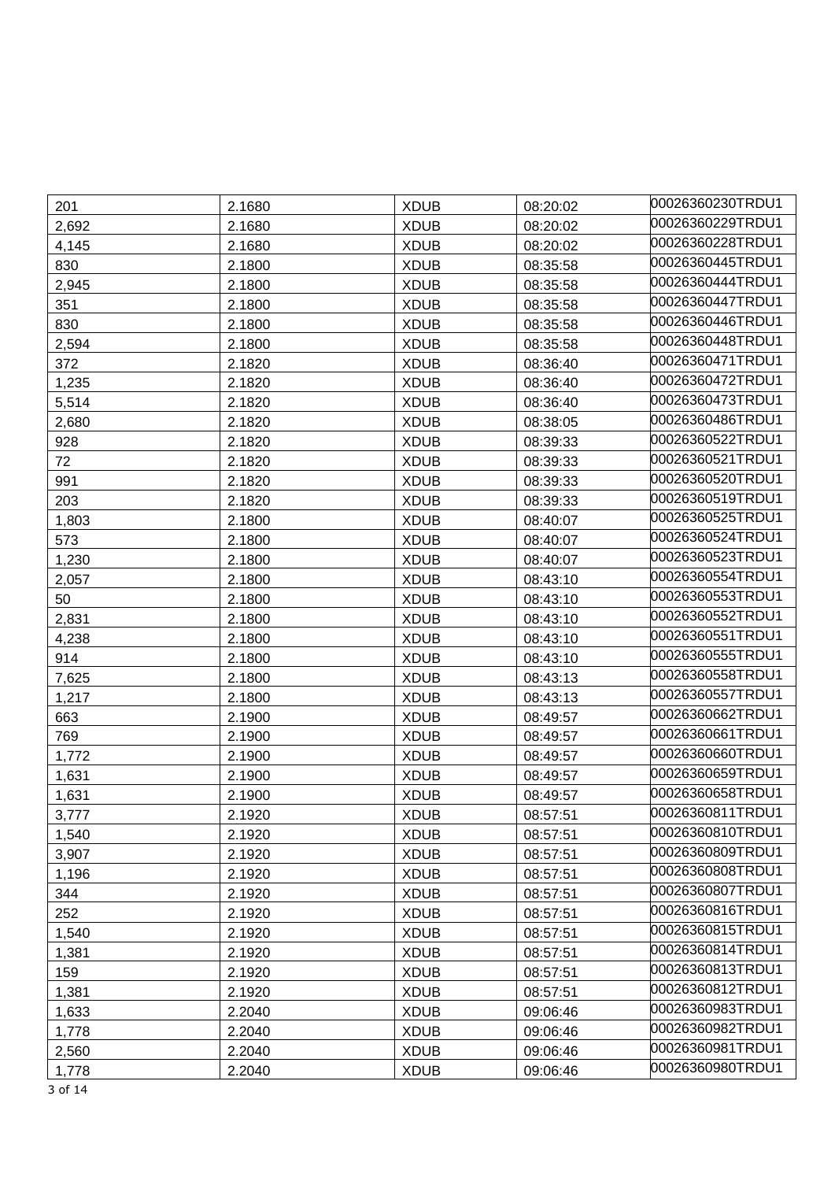| | | | | |
|---|---|---|---|---|
| 201 | 2.1680 | XDUB | 08:20:02 | 00026360230TRDU1 |
| 2,692 | 2.1680 | XDUB | 08:20:02 | 00026360229TRDU1 |
| 4,145 | 2.1680 | XDUB | 08:20:02 | 00026360228TRDU1 |
| 830 | 2.1800 | XDUB | 08:35:58 | 00026360445TRDU1 |
| 2,945 | 2.1800 | XDUB | 08:35:58 | 00026360444TRDU1 |
| 351 | 2.1800 | XDUB | 08:35:58 | 00026360447TRDU1 |
| 830 | 2.1800 | XDUB | 08:35:58 | 00026360446TRDU1 |
| 2,594 | 2.1800 | XDUB | 08:35:58 | 00026360448TRDU1 |
| 372 | 2.1820 | XDUB | 08:36:40 | 00026360471TRDU1 |
| 1,235 | 2.1820 | XDUB | 08:36:40 | 00026360472TRDU1 |
| 5,514 | 2.1820 | XDUB | 08:36:40 | 00026360473TRDU1 |
| 2,680 | 2.1820 | XDUB | 08:38:05 | 00026360486TRDU1 |
| 928 | 2.1820 | XDUB | 08:39:33 | 00026360522TRDU1 |
| 72 | 2.1820 | XDUB | 08:39:33 | 00026360521TRDU1 |
| 991 | 2.1820 | XDUB | 08:39:33 | 00026360520TRDU1 |
| 203 | 2.1820 | XDUB | 08:39:33 | 00026360519TRDU1 |
| 1,803 | 2.1800 | XDUB | 08:40:07 | 00026360525TRDU1 |
| 573 | 2.1800 | XDUB | 08:40:07 | 00026360524TRDU1 |
| 1,230 | 2.1800 | XDUB | 08:40:07 | 00026360523TRDU1 |
| 2,057 | 2.1800 | XDUB | 08:43:10 | 00026360554TRDU1 |
| 50 | 2.1800 | XDUB | 08:43:10 | 00026360553TRDU1 |
| 2,831 | 2.1800 | XDUB | 08:43:10 | 00026360552TRDU1 |
| 4,238 | 2.1800 | XDUB | 08:43:10 | 00026360551TRDU1 |
| 914 | 2.1800 | XDUB | 08:43:10 | 00026360555TRDU1 |
| 7,625 | 2.1800 | XDUB | 08:43:13 | 00026360558TRDU1 |
| 1,217 | 2.1800 | XDUB | 08:43:13 | 00026360557TRDU1 |
| 663 | 2.1900 | XDUB | 08:49:57 | 00026360662TRDU1 |
| 769 | 2.1900 | XDUB | 08:49:57 | 00026360661TRDU1 |
| 1,772 | 2.1900 | XDUB | 08:49:57 | 00026360660TRDU1 |
| 1,631 | 2.1900 | XDUB | 08:49:57 | 00026360659TRDU1 |
| 1,631 | 2.1900 | XDUB | 08:49:57 | 00026360658TRDU1 |
| 3,777 | 2.1920 | XDUB | 08:57:51 | 00026360811TRDU1 |
| 1,540 | 2.1920 | XDUB | 08:57:51 | 00026360810TRDU1 |
| 3,907 | 2.1920 | XDUB | 08:57:51 | 00026360809TRDU1 |
| 1,196 | 2.1920 | XDUB | 08:57:51 | 00026360808TRDU1 |
| 344 | 2.1920 | XDUB | 08:57:51 | 00026360807TRDU1 |
| 252 | 2.1920 | XDUB | 08:57:51 | 00026360816TRDU1 |
| 1,540 | 2.1920 | XDUB | 08:57:51 | 00026360815TRDU1 |
| 1,381 | 2.1920 | XDUB | 08:57:51 | 00026360814TRDU1 |
| 159 | 2.1920 | XDUB | 08:57:51 | 00026360813TRDU1 |
| 1,381 | 2.1920 | XDUB | 08:57:51 | 00026360812TRDU1 |
| 1,633 | 2.2040 | XDUB | 09:06:46 | 00026360983TRDU1 |
| 1,778 | 2.2040 | XDUB | 09:06:46 | 00026360982TRDU1 |
| 2,560 | 2.2040 | XDUB | 09:06:46 | 00026360981TRDU1 |
| 1,778 | 2.2040 | XDUB | 09:06:46 | 00026360980TRDU1 |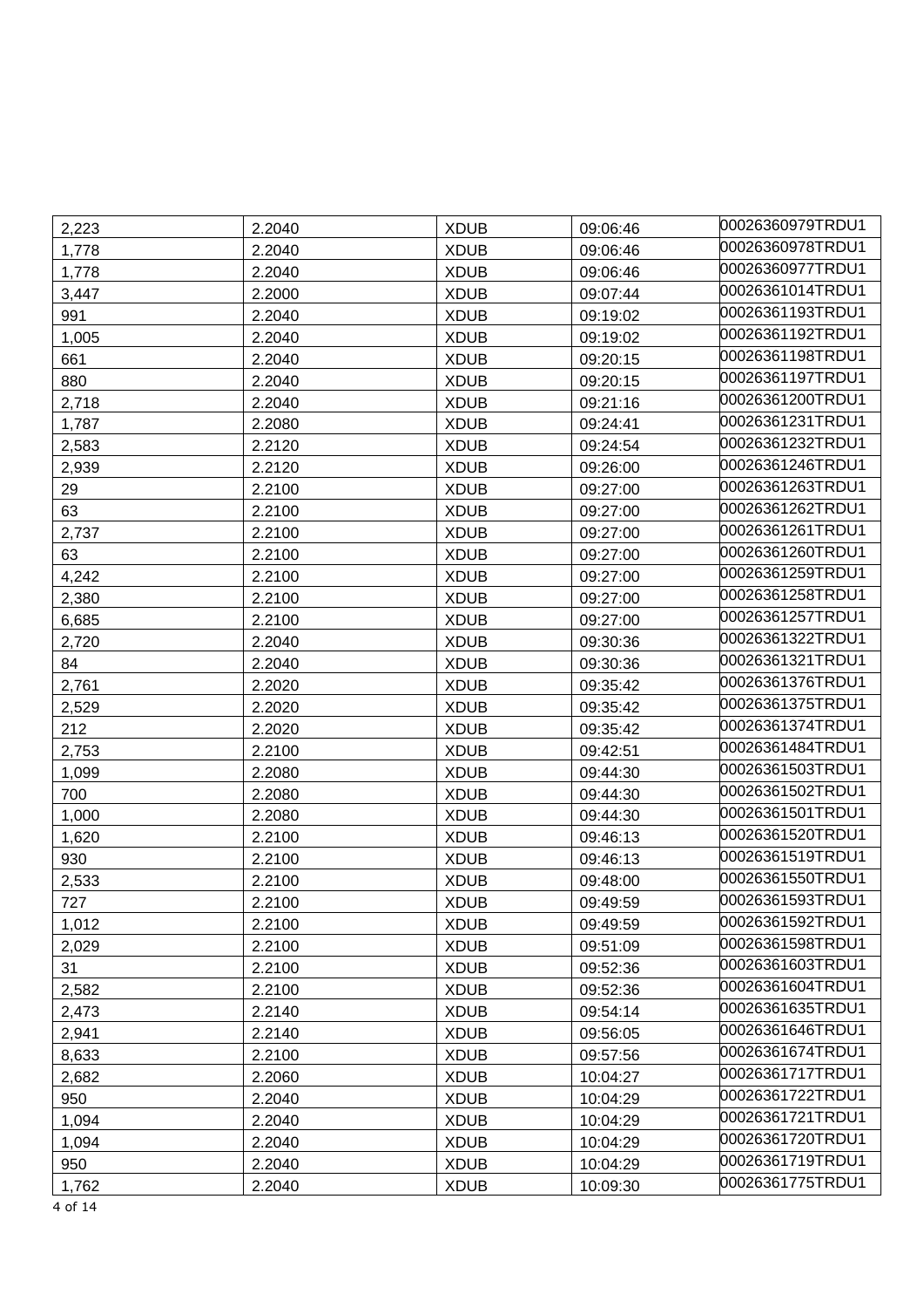| 2,223 | 2.2040 | XDUB | 09:06:46 | 00026360979TRDU1 |
|---|---|---|---|---|
| 1,778 | 2.2040 | XDUB | 09:06:46 | 00026360978TRDU1 |
| 1,778 | 2.2040 | XDUB | 09:06:46 | 00026360977TRDU1 |
| 3,447 | 2.2000 | XDUB | 09:07:44 | 00026361014TRDU1 |
| 991 | 2.2040 | XDUB | 09:19:02 | 00026361193TRDU1 |
| 1,005 | 2.2040 | XDUB | 09:19:02 | 00026361192TRDU1 |
| 661 | 2.2040 | XDUB | 09:20:15 | 00026361198TRDU1 |
| 880 | 2.2040 | XDUB | 09:20:15 | 00026361197TRDU1 |
| 2,718 | 2.2040 | XDUB | 09:21:16 | 00026361200TRDU1 |
| 1,787 | 2.2080 | XDUB | 09:24:41 | 00026361231TRDU1 |
| 2,583 | 2.2120 | XDUB | 09:24:54 | 00026361232TRDU1 |
| 2,939 | 2.2120 | XDUB | 09:26:00 | 00026361246TRDU1 |
| 29 | 2.2100 | XDUB | 09:27:00 | 00026361263TRDU1 |
| 63 | 2.2100 | XDUB | 09:27:00 | 00026361262TRDU1 |
| 2,737 | 2.2100 | XDUB | 09:27:00 | 00026361261TRDU1 |
| 63 | 2.2100 | XDUB | 09:27:00 | 00026361260TRDU1 |
| 4,242 | 2.2100 | XDUB | 09:27:00 | 00026361259TRDU1 |
| 2,380 | 2.2100 | XDUB | 09:27:00 | 00026361258TRDU1 |
| 6,685 | 2.2100 | XDUB | 09:27:00 | 00026361257TRDU1 |
| 2,720 | 2.2040 | XDUB | 09:30:36 | 00026361322TRDU1 |
| 84 | 2.2040 | XDUB | 09:30:36 | 00026361321TRDU1 |
| 2,761 | 2.2020 | XDUB | 09:35:42 | 00026361376TRDU1 |
| 2,529 | 2.2020 | XDUB | 09:35:42 | 00026361375TRDU1 |
| 212 | 2.2020 | XDUB | 09:35:42 | 00026361374TRDU1 |
| 2,753 | 2.2100 | XDUB | 09:42:51 | 00026361484TRDU1 |
| 1,099 | 2.2080 | XDUB | 09:44:30 | 00026361503TRDU1 |
| 700 | 2.2080 | XDUB | 09:44:30 | 00026361502TRDU1 |
| 1,000 | 2.2080 | XDUB | 09:44:30 | 00026361501TRDU1 |
| 1,620 | 2.2100 | XDUB | 09:46:13 | 00026361520TRDU1 |
| 930 | 2.2100 | XDUB | 09:46:13 | 00026361519TRDU1 |
| 2,533 | 2.2100 | XDUB | 09:48:00 | 00026361550TRDU1 |
| 727 | 2.2100 | XDUB | 09:49:59 | 00026361593TRDU1 |
| 1,012 | 2.2100 | XDUB | 09:49:59 | 00026361592TRDU1 |
| 2,029 | 2.2100 | XDUB | 09:51:09 | 00026361598TRDU1 |
| 31 | 2.2100 | XDUB | 09:52:36 | 00026361603TRDU1 |
| 2,582 | 2.2100 | XDUB | 09:52:36 | 00026361604TRDU1 |
| 2,473 | 2.2140 | XDUB | 09:54:14 | 00026361635TRDU1 |
| 2,941 | 2.2140 | XDUB | 09:56:05 | 00026361646TRDU1 |
| 8,633 | 2.2100 | XDUB | 09:57:56 | 00026361674TRDU1 |
| 2,682 | 2.2060 | XDUB | 10:04:27 | 00026361717TRDU1 |
| 950 | 2.2040 | XDUB | 10:04:29 | 00026361722TRDU1 |
| 1,094 | 2.2040 | XDUB | 10:04:29 | 00026361721TRDU1 |
| 1,094 | 2.2040 | XDUB | 10:04:29 | 00026361720TRDU1 |
| 950 | 2.2040 | XDUB | 10:04:29 | 00026361719TRDU1 |
| 1,762 | 2.2040 | XDUB | 10:09:30 | 00026361775TRDU1 |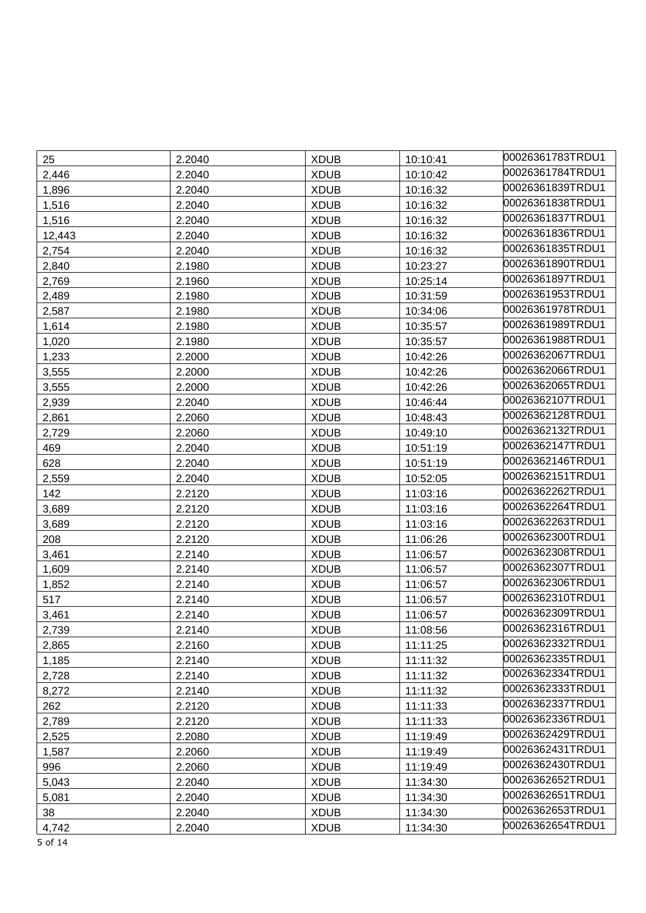| | | | | |
|---|---|---|---|---|
| 25 | 2.2040 | XDUB | 10:10:41 | 00026361783TRDU1 |
| 2,446 | 2.2040 | XDUB | 10:10:42 | 00026361784TRDU1 |
| 1,896 | 2.2040 | XDUB | 10:16:32 | 00026361839TRDU1 |
| 1,516 | 2.2040 | XDUB | 10:16:32 | 00026361838TRDU1 |
| 1,516 | 2.2040 | XDUB | 10:16:32 | 00026361837TRDU1 |
| 12,443 | 2.2040 | XDUB | 10:16:32 | 00026361836TRDU1 |
| 2,754 | 2.2040 | XDUB | 10:16:32 | 00026361835TRDU1 |
| 2,840 | 2.1980 | XDUB | 10:23:27 | 00026361890TRDU1 |
| 2,769 | 2.1960 | XDUB | 10:25:14 | 00026361897TRDU1 |
| 2,489 | 2.1980 | XDUB | 10:31:59 | 00026361953TRDU1 |
| 2,587 | 2.1980 | XDUB | 10:34:06 | 00026361978TRDU1 |
| 1,614 | 2.1980 | XDUB | 10:35:57 | 00026361989TRDU1 |
| 1,020 | 2.1980 | XDUB | 10:35:57 | 00026361988TRDU1 |
| 1,233 | 2.2000 | XDUB | 10:42:26 | 00026362067TRDU1 |
| 3,555 | 2.2000 | XDUB | 10:42:26 | 00026362066TRDU1 |
| 3,555 | 2.2000 | XDUB | 10:42:26 | 00026362065TRDU1 |
| 2,939 | 2.2040 | XDUB | 10:46:44 | 00026362107TRDU1 |
| 2,861 | 2.2060 | XDUB | 10:48:43 | 00026362128TRDU1 |
| 2,729 | 2.2060 | XDUB | 10:49:10 | 00026362132TRDU1 |
| 469 | 2.2040 | XDUB | 10:51:19 | 00026362147TRDU1 |
| 628 | 2.2040 | XDUB | 10:51:19 | 00026362146TRDU1 |
| 2,559 | 2.2040 | XDUB | 10:52:05 | 00026362151TRDU1 |
| 142 | 2.2120 | XDUB | 11:03:16 | 00026362262TRDU1 |
| 3,689 | 2.2120 | XDUB | 11:03:16 | 00026362264TRDU1 |
| 3,689 | 2.2120 | XDUB | 11:03:16 | 00026362263TRDU1 |
| 208 | 2.2120 | XDUB | 11:06:26 | 00026362300TRDU1 |
| 3,461 | 2.2140 | XDUB | 11:06:57 | 00026362308TRDU1 |
| 1,609 | 2.2140 | XDUB | 11:06:57 | 00026362307TRDU1 |
| 1,852 | 2.2140 | XDUB | 11:06:57 | 00026362306TRDU1 |
| 517 | 2.2140 | XDUB | 11:06:57 | 00026362310TRDU1 |
| 3,461 | 2.2140 | XDUB | 11:06:57 | 00026362309TRDU1 |
| 2,739 | 2.2140 | XDUB | 11:08:56 | 00026362316TRDU1 |
| 2,865 | 2.2160 | XDUB | 11:11:25 | 00026362332TRDU1 |
| 1,185 | 2.2140 | XDUB | 11:11:32 | 00026362335TRDU1 |
| 2,728 | 2.2140 | XDUB | 11:11:32 | 00026362334TRDU1 |
| 8,272 | 2.2140 | XDUB | 11:11:32 | 00026362333TRDU1 |
| 262 | 2.2120 | XDUB | 11:11:33 | 00026362337TRDU1 |
| 2,789 | 2.2120 | XDUB | 11:11:33 | 00026362336TRDU1 |
| 2,525 | 2.2080 | XDUB | 11:19:49 | 00026362429TRDU1 |
| 1,587 | 2.2060 | XDUB | 11:19:49 | 00026362431TRDU1 |
| 996 | 2.2060 | XDUB | 11:19:49 | 00026362430TRDU1 |
| 5,043 | 2.2040 | XDUB | 11:34:30 | 00026362652TRDU1 |
| 5,081 | 2.2040 | XDUB | 11:34:30 | 00026362651TRDU1 |
| 38 | 2.2040 | XDUB | 11:34:30 | 00026362653TRDU1 |
| 4,742 | 2.2040 | XDUB | 11:34:30 | 00026362654TRDU1 |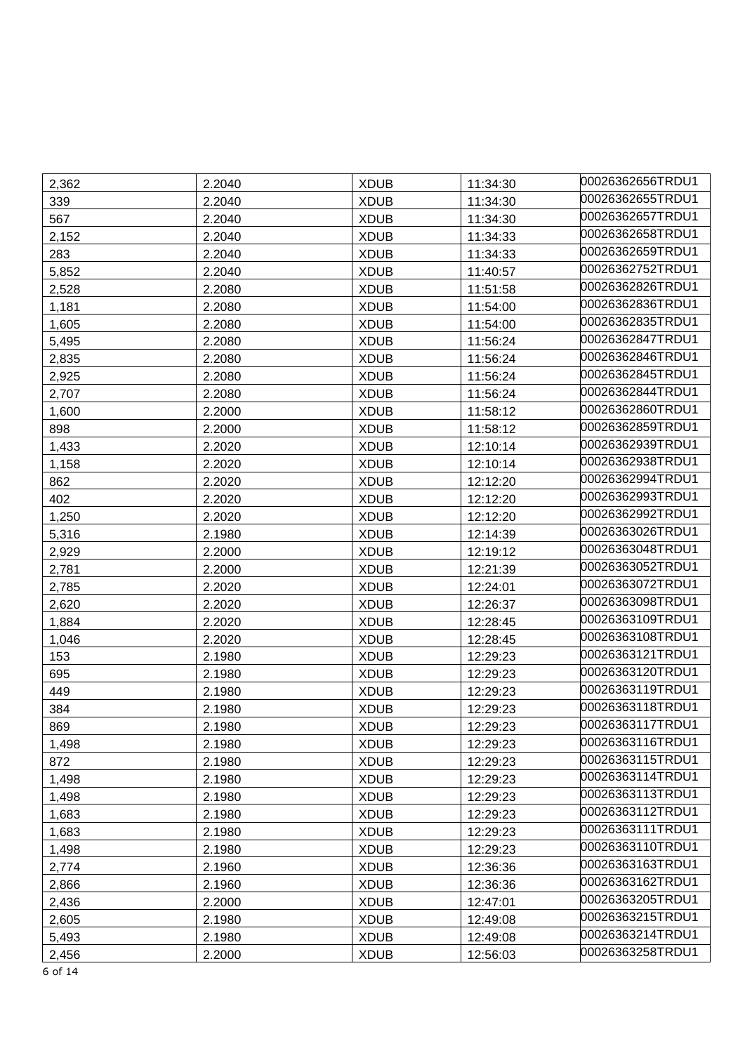| 2,362 | 2.2040 | XDUB | 11:34:30 | 00026362656TRDU1 |
|---|---|---|---|---|
| 339 | 2.2040 | XDUB | 11:34:30 | 00026362655TRDU1 |
| 567 | 2.2040 | XDUB | 11:34:30 | 00026362657TRDU1 |
| 2,152 | 2.2040 | XDUB | 11:34:33 | 00026362658TRDU1 |
| 283 | 2.2040 | XDUB | 11:34:33 | 00026362659TRDU1 |
| 5,852 | 2.2040 | XDUB | 11:40:57 | 00026362752TRDU1 |
| 2,528 | 2.2080 | XDUB | 11:51:58 | 00026362826TRDU1 |
| 1,181 | 2.2080 | XDUB | 11:54:00 | 00026362836TRDU1 |
| 1,605 | 2.2080 | XDUB | 11:54:00 | 00026362835TRDU1 |
| 5,495 | 2.2080 | XDUB | 11:56:24 | 00026362847TRDU1 |
| 2,835 | 2.2080 | XDUB | 11:56:24 | 00026362846TRDU1 |
| 2,925 | 2.2080 | XDUB | 11:56:24 | 00026362845TRDU1 |
| 2,707 | 2.2080 | XDUB | 11:56:24 | 00026362844TRDU1 |
| 1,600 | 2.2000 | XDUB | 11:58:12 | 00026362860TRDU1 |
| 898 | 2.2000 | XDUB | 11:58:12 | 00026362859TRDU1 |
| 1,433 | 2.2020 | XDUB | 12:10:14 | 00026362939TRDU1 |
| 1,158 | 2.2020 | XDUB | 12:10:14 | 00026362938TRDU1 |
| 862 | 2.2020 | XDUB | 12:12:20 | 00026362994TRDU1 |
| 402 | 2.2020 | XDUB | 12:12:20 | 00026362993TRDU1 |
| 1,250 | 2.2020 | XDUB | 12:12:20 | 00026362992TRDU1 |
| 5,316 | 2.1980 | XDUB | 12:14:39 | 00026363026TRDU1 |
| 2,929 | 2.2000 | XDUB | 12:19:12 | 00026363048TRDU1 |
| 2,781 | 2.2000 | XDUB | 12:21:39 | 00026363052TRDU1 |
| 2,785 | 2.2020 | XDUB | 12:24:01 | 00026363072TRDU1 |
| 2,620 | 2.2020 | XDUB | 12:26:37 | 00026363098TRDU1 |
| 1,884 | 2.2020 | XDUB | 12:28:45 | 00026363109TRDU1 |
| 1,046 | 2.2020 | XDUB | 12:28:45 | 00026363108TRDU1 |
| 153 | 2.1980 | XDUB | 12:29:23 | 00026363121TRDU1 |
| 695 | 2.1980 | XDUB | 12:29:23 | 00026363120TRDU1 |
| 449 | 2.1980 | XDUB | 12:29:23 | 00026363119TRDU1 |
| 384 | 2.1980 | XDUB | 12:29:23 | 00026363118TRDU1 |
| 869 | 2.1980 | XDUB | 12:29:23 | 00026363117TRDU1 |
| 1,498 | 2.1980 | XDUB | 12:29:23 | 00026363116TRDU1 |
| 872 | 2.1980 | XDUB | 12:29:23 | 00026363115TRDU1 |
| 1,498 | 2.1980 | XDUB | 12:29:23 | 00026363114TRDU1 |
| 1,498 | 2.1980 | XDUB | 12:29:23 | 00026363113TRDU1 |
| 1,683 | 2.1980 | XDUB | 12:29:23 | 00026363112TRDU1 |
| 1,683 | 2.1980 | XDUB | 12:29:23 | 00026363111TRDU1 |
| 1,498 | 2.1980 | XDUB | 12:29:23 | 00026363110TRDU1 |
| 2,774 | 2.1960 | XDUB | 12:36:36 | 00026363163TRDU1 |
| 2,866 | 2.1960 | XDUB | 12:36:36 | 00026363162TRDU1 |
| 2,436 | 2.2000 | XDUB | 12:47:01 | 00026363205TRDU1 |
| 2,605 | 2.1980 | XDUB | 12:49:08 | 00026363215TRDU1 |
| 5,493 | 2.1980 | XDUB | 12:49:08 | 00026363214TRDU1 |
| 2,456 | 2.2000 | XDUB | 12:56:03 | 00026363258TRDU1 |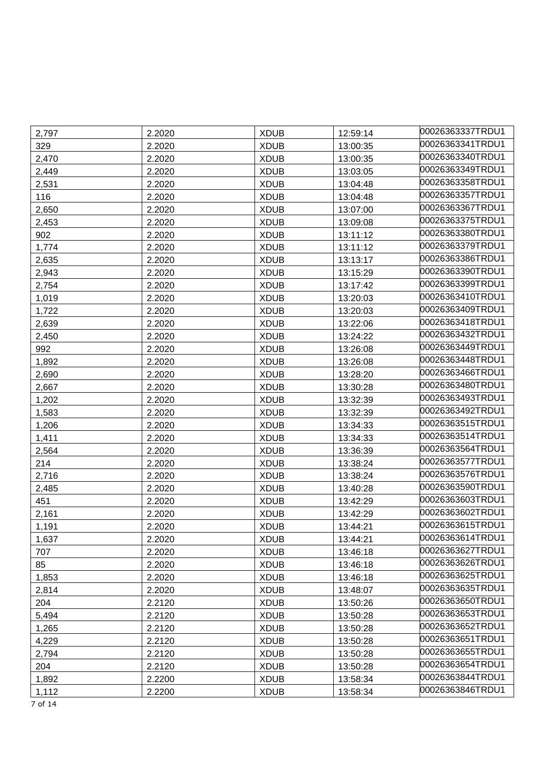| | | | | |
|---|---|---|---|---|
| 2,797 | 2.2020 | XDUB | 12:59:14 | 00026363337TRDU1 |
| 329 | 2.2020 | XDUB | 13:00:35 | 00026363341TRDU1 |
| 2,470 | 2.2020 | XDUB | 13:00:35 | 00026363340TRDU1 |
| 2,449 | 2.2020 | XDUB | 13:03:05 | 00026363349TRDU1 |
| 2,531 | 2.2020 | XDUB | 13:04:48 | 00026363358TRDU1 |
| 116 | 2.2020 | XDUB | 13:04:48 | 00026363357TRDU1 |
| 2,650 | 2.2020 | XDUB | 13:07:00 | 00026363367TRDU1 |
| 2,453 | 2.2020 | XDUB | 13:09:08 | 00026363375TRDU1 |
| 902 | 2.2020 | XDUB | 13:11:12 | 00026363380TRDU1 |
| 1,774 | 2.2020 | XDUB | 13:11:12 | 00026363379TRDU1 |
| 2,635 | 2.2020 | XDUB | 13:13:17 | 00026363386TRDU1 |
| 2,943 | 2.2020 | XDUB | 13:15:29 | 00026363390TRDU1 |
| 2,754 | 2.2020 | XDUB | 13:17:42 | 00026363399TRDU1 |
| 1,019 | 2.2020 | XDUB | 13:20:03 | 00026363410TRDU1 |
| 1,722 | 2.2020 | XDUB | 13:20:03 | 00026363409TRDU1 |
| 2,639 | 2.2020 | XDUB | 13:22:06 | 00026363418TRDU1 |
| 2,450 | 2.2020 | XDUB | 13:24:22 | 00026363432TRDU1 |
| 992 | 2.2020 | XDUB | 13:26:08 | 00026363449TRDU1 |
| 1,892 | 2.2020 | XDUB | 13:26:08 | 00026363448TRDU1 |
| 2,690 | 2.2020 | XDUB | 13:28:20 | 00026363466TRDU1 |
| 2,667 | 2.2020 | XDUB | 13:30:28 | 00026363480TRDU1 |
| 1,202 | 2.2020 | XDUB | 13:32:39 | 00026363493TRDU1 |
| 1,583 | 2.2020 | XDUB | 13:32:39 | 00026363492TRDU1 |
| 1,206 | 2.2020 | XDUB | 13:34:33 | 00026363515TRDU1 |
| 1,411 | 2.2020 | XDUB | 13:34:33 | 00026363514TRDU1 |
| 2,564 | 2.2020 | XDUB | 13:36:39 | 00026363564TRDU1 |
| 214 | 2.2020 | XDUB | 13:38:24 | 00026363577TRDU1 |
| 2,716 | 2.2020 | XDUB | 13:38:24 | 00026363576TRDU1 |
| 2,485 | 2.2020 | XDUB | 13:40:28 | 00026363590TRDU1 |
| 451 | 2.2020 | XDUB | 13:42:29 | 00026363603TRDU1 |
| 2,161 | 2.2020 | XDUB | 13:42:29 | 00026363602TRDU1 |
| 1,191 | 2.2020 | XDUB | 13:44:21 | 00026363615TRDU1 |
| 1,637 | 2.2020 | XDUB | 13:44:21 | 00026363614TRDU1 |
| 707 | 2.2020 | XDUB | 13:46:18 | 00026363627TRDU1 |
| 85 | 2.2020 | XDUB | 13:46:18 | 00026363626TRDU1 |
| 1,853 | 2.2020 | XDUB | 13:46:18 | 00026363625TRDU1 |
| 2,814 | 2.2020 | XDUB | 13:48:07 | 00026363635TRDU1 |
| 204 | 2.2120 | XDUB | 13:50:26 | 00026363650TRDU1 |
| 5,494 | 2.2120 | XDUB | 13:50:28 | 00026363653TRDU1 |
| 1,265 | 2.2120 | XDUB | 13:50:28 | 00026363652TRDU1 |
| 4,229 | 2.2120 | XDUB | 13:50:28 | 00026363651TRDU1 |
| 2,794 | 2.2120 | XDUB | 13:50:28 | 00026363655TRDU1 |
| 204 | 2.2120 | XDUB | 13:50:28 | 00026363654TRDU1 |
| 1,892 | 2.2200 | XDUB | 13:58:34 | 00026363844TRDU1 |
| 1,112 | 2.2200 | XDUB | 13:58:34 | 00026363846TRDU1 |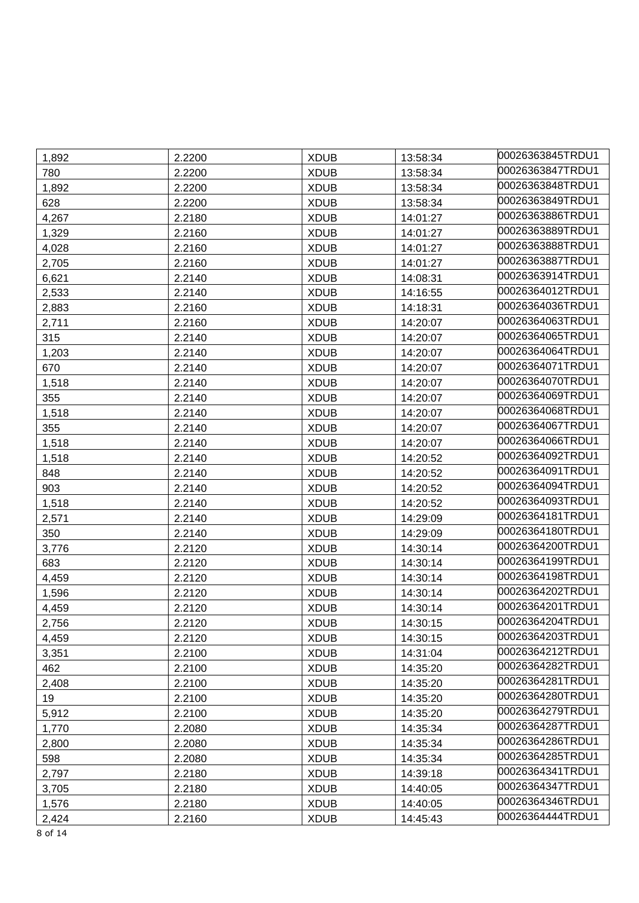| 1,892 | 2.2200 | XDUB | 13:58:34 | 00026363845TRDU1 |
|---|---|---|---|---|
| 780 | 2.2200 | XDUB | 13:58:34 | 00026363847TRDU1 |
| 1,892 | 2.2200 | XDUB | 13:58:34 | 00026363848TRDU1 |
| 628 | 2.2200 | XDUB | 13:58:34 | 00026363849TRDU1 |
| 4,267 | 2.2180 | XDUB | 14:01:27 | 00026363886TRDU1 |
| 1,329 | 2.2160 | XDUB | 14:01:27 | 00026363889TRDU1 |
| 4,028 | 2.2160 | XDUB | 14:01:27 | 00026363888TRDU1 |
| 2,705 | 2.2160 | XDUB | 14:01:27 | 00026363887TRDU1 |
| 6,621 | 2.2140 | XDUB | 14:08:31 | 00026363914TRDU1 |
| 2,533 | 2.2140 | XDUB | 14:16:55 | 00026364012TRDU1 |
| 2,883 | 2.2160 | XDUB | 14:18:31 | 00026364036TRDU1 |
| 2,711 | 2.2160 | XDUB | 14:20:07 | 00026364063TRDU1 |
| 315 | 2.2140 | XDUB | 14:20:07 | 00026364065TRDU1 |
| 1,203 | 2.2140 | XDUB | 14:20:07 | 00026364064TRDU1 |
| 670 | 2.2140 | XDUB | 14:20:07 | 00026364071TRDU1 |
| 1,518 | 2.2140 | XDUB | 14:20:07 | 00026364070TRDU1 |
| 355 | 2.2140 | XDUB | 14:20:07 | 00026364069TRDU1 |
| 1,518 | 2.2140 | XDUB | 14:20:07 | 00026364068TRDU1 |
| 355 | 2.2140 | XDUB | 14:20:07 | 00026364067TRDU1 |
| 1,518 | 2.2140 | XDUB | 14:20:07 | 00026364066TRDU1 |
| 1,518 | 2.2140 | XDUB | 14:20:52 | 00026364092TRDU1 |
| 848 | 2.2140 | XDUB | 14:20:52 | 00026364091TRDU1 |
| 903 | 2.2140 | XDUB | 14:20:52 | 00026364094TRDU1 |
| 1,518 | 2.2140 | XDUB | 14:20:52 | 00026364093TRDU1 |
| 2,571 | 2.2140 | XDUB | 14:29:09 | 00026364181TRDU1 |
| 350 | 2.2140 | XDUB | 14:29:09 | 00026364180TRDU1 |
| 3,776 | 2.2120 | XDUB | 14:30:14 | 00026364200TRDU1 |
| 683 | 2.2120 | XDUB | 14:30:14 | 00026364199TRDU1 |
| 4,459 | 2.2120 | XDUB | 14:30:14 | 00026364198TRDU1 |
| 1,596 | 2.2120 | XDUB | 14:30:14 | 00026364202TRDU1 |
| 4,459 | 2.2120 | XDUB | 14:30:14 | 00026364201TRDU1 |
| 2,756 | 2.2120 | XDUB | 14:30:15 | 00026364204TRDU1 |
| 4,459 | 2.2120 | XDUB | 14:30:15 | 00026364203TRDU1 |
| 3,351 | 2.2100 | XDUB | 14:31:04 | 00026364212TRDU1 |
| 462 | 2.2100 | XDUB | 14:35:20 | 00026364282TRDU1 |
| 2,408 | 2.2100 | XDUB | 14:35:20 | 00026364281TRDU1 |
| 19 | 2.2100 | XDUB | 14:35:20 | 00026364280TRDU1 |
| 5,912 | 2.2100 | XDUB | 14:35:20 | 00026364279TRDU1 |
| 1,770 | 2.2080 | XDUB | 14:35:34 | 00026364287TRDU1 |
| 2,800 | 2.2080 | XDUB | 14:35:34 | 00026364286TRDU1 |
| 598 | 2.2080 | XDUB | 14:35:34 | 00026364285TRDU1 |
| 2,797 | 2.2180 | XDUB | 14:39:18 | 00026364341TRDU1 |
| 3,705 | 2.2180 | XDUB | 14:40:05 | 00026364347TRDU1 |
| 1,576 | 2.2180 | XDUB | 14:40:05 | 00026364346TRDU1 |
| 2,424 | 2.2160 | XDUB | 14:45:43 | 00026364444TRDU1 |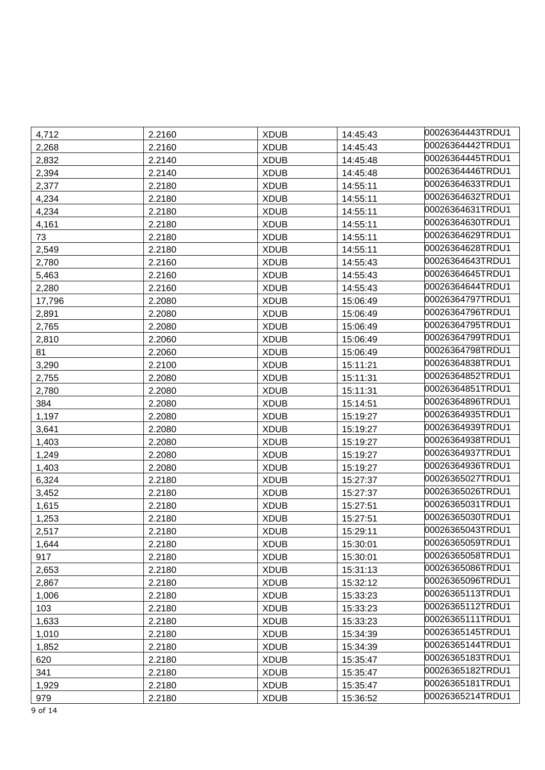| | | | | |
|---|---|---|---|---|
| 4,712 | 2.2160 | XDUB | 14:45:43 | 00026364443TRDU1 |
| 2,268 | 2.2160 | XDUB | 14:45:43 | 00026364442TRDU1 |
| 2,832 | 2.2140 | XDUB | 14:45:48 | 00026364445TRDU1 |
| 2,394 | 2.2140 | XDUB | 14:45:48 | 00026364446TRDU1 |
| 2,377 | 2.2180 | XDUB | 14:55:11 | 00026364633TRDU1 |
| 4,234 | 2.2180 | XDUB | 14:55:11 | 00026364632TRDU1 |
| 4,234 | 2.2180 | XDUB | 14:55:11 | 00026364631TRDU1 |
| 4,161 | 2.2180 | XDUB | 14:55:11 | 00026364630TRDU1 |
| 73 | 2.2180 | XDUB | 14:55:11 | 00026364629TRDU1 |
| 2,549 | 2.2180 | XDUB | 14:55:11 | 00026364628TRDU1 |
| 2,780 | 2.2160 | XDUB | 14:55:43 | 00026364643TRDU1 |
| 5,463 | 2.2160 | XDUB | 14:55:43 | 00026364645TRDU1 |
| 2,280 | 2.2160 | XDUB | 14:55:43 | 00026364644TRDU1 |
| 17,796 | 2.2080 | XDUB | 15:06:49 | 00026364797TRDU1 |
| 2,891 | 2.2080 | XDUB | 15:06:49 | 00026364796TRDU1 |
| 2,765 | 2.2080 | XDUB | 15:06:49 | 00026364795TRDU1 |
| 2,810 | 2.2060 | XDUB | 15:06:49 | 00026364799TRDU1 |
| 81 | 2.2060 | XDUB | 15:06:49 | 00026364798TRDU1 |
| 3,290 | 2.2100 | XDUB | 15:11:21 | 00026364838TRDU1 |
| 2,755 | 2.2080 | XDUB | 15:11:31 | 00026364852TRDU1 |
| 2,780 | 2.2080 | XDUB | 15:11:31 | 00026364851TRDU1 |
| 384 | 2.2080 | XDUB | 15:14:51 | 00026364896TRDU1 |
| 1,197 | 2.2080 | XDUB | 15:19:27 | 00026364935TRDU1 |
| 3,641 | 2.2080 | XDUB | 15:19:27 | 00026364939TRDU1 |
| 1,403 | 2.2080 | XDUB | 15:19:27 | 00026364938TRDU1 |
| 1,249 | 2.2080 | XDUB | 15:19:27 | 00026364937TRDU1 |
| 1,403 | 2.2080 | XDUB | 15:19:27 | 00026364936TRDU1 |
| 6,324 | 2.2180 | XDUB | 15:27:37 | 00026365027TRDU1 |
| 3,452 | 2.2180 | XDUB | 15:27:37 | 00026365026TRDU1 |
| 1,615 | 2.2180 | XDUB | 15:27:51 | 00026365031TRDU1 |
| 1,253 | 2.2180 | XDUB | 15:27:51 | 00026365030TRDU1 |
| 2,517 | 2.2180 | XDUB | 15:29:11 | 00026365043TRDU1 |
| 1,644 | 2.2180 | XDUB | 15:30:01 | 00026365059TRDU1 |
| 917 | 2.2180 | XDUB | 15:30:01 | 00026365058TRDU1 |
| 2,653 | 2.2180 | XDUB | 15:31:13 | 00026365086TRDU1 |
| 2,867 | 2.2180 | XDUB | 15:32:12 | 00026365096TRDU1 |
| 1,006 | 2.2180 | XDUB | 15:33:23 | 00026365113TRDU1 |
| 103 | 2.2180 | XDUB | 15:33:23 | 00026365112TRDU1 |
| 1,633 | 2.2180 | XDUB | 15:33:23 | 00026365111TRDU1 |
| 1,010 | 2.2180 | XDUB | 15:34:39 | 00026365145TRDU1 |
| 1,852 | 2.2180 | XDUB | 15:34:39 | 00026365144TRDU1 |
| 620 | 2.2180 | XDUB | 15:35:47 | 00026365183TRDU1 |
| 341 | 2.2180 | XDUB | 15:35:47 | 00026365182TRDU1 |
| 1,929 | 2.2180 | XDUB | 15:35:47 | 00026365181TRDU1 |
| 979 | 2.2180 | XDUB | 15:36:52 | 00026365214TRDU1 |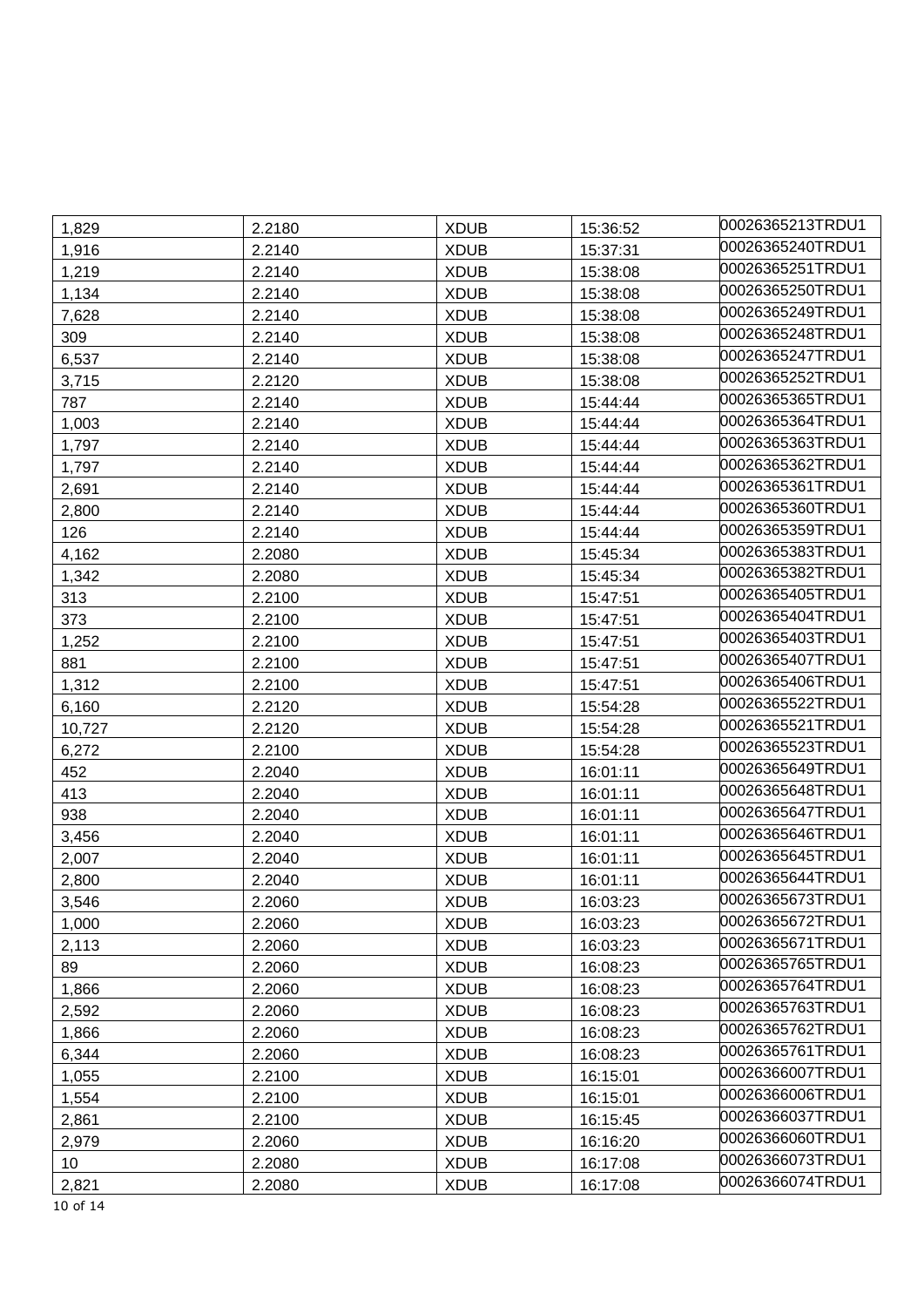| 1,829 | 2.2180 | XDUB | 15:36:52 | 00026365213TRDU1 |
|---|---|---|---|---|
| 1,916 | 2.2140 | XDUB | 15:37:31 | 00026365240TRDU1 |
| 1,219 | 2.2140 | XDUB | 15:38:08 | 00026365251TRDU1 |
| 1,134 | 2.2140 | XDUB | 15:38:08 | 00026365250TRDU1 |
| 7,628 | 2.2140 | XDUB | 15:38:08 | 00026365249TRDU1 |
| 309 | 2.2140 | XDUB | 15:38:08 | 00026365248TRDU1 |
| 6,537 | 2.2140 | XDUB | 15:38:08 | 00026365247TRDU1 |
| 3,715 | 2.2120 | XDUB | 15:38:08 | 00026365252TRDU1 |
| 787 | 2.2140 | XDUB | 15:44:44 | 00026365365TRDU1 |
| 1,003 | 2.2140 | XDUB | 15:44:44 | 00026365364TRDU1 |
| 1,797 | 2.2140 | XDUB | 15:44:44 | 00026365363TRDU1 |
| 1,797 | 2.2140 | XDUB | 15:44:44 | 00026365362TRDU1 |
| 2,691 | 2.2140 | XDUB | 15:44:44 | 00026365361TRDU1 |
| 2,800 | 2.2140 | XDUB | 15:44:44 | 00026365360TRDU1 |
| 126 | 2.2140 | XDUB | 15:44:44 | 00026365359TRDU1 |
| 4,162 | 2.2080 | XDUB | 15:45:34 | 00026365383TRDU1 |
| 1,342 | 2.2080 | XDUB | 15:45:34 | 00026365382TRDU1 |
| 313 | 2.2100 | XDUB | 15:47:51 | 00026365405TRDU1 |
| 373 | 2.2100 | XDUB | 15:47:51 | 00026365404TRDU1 |
| 1,252 | 2.2100 | XDUB | 15:47:51 | 00026365403TRDU1 |
| 881 | 2.2100 | XDUB | 15:47:51 | 00026365407TRDU1 |
| 1,312 | 2.2100 | XDUB | 15:47:51 | 00026365406TRDU1 |
| 6,160 | 2.2120 | XDUB | 15:54:28 | 00026365522TRDU1 |
| 10,727 | 2.2120 | XDUB | 15:54:28 | 00026365521TRDU1 |
| 6,272 | 2.2100 | XDUB | 15:54:28 | 00026365523TRDU1 |
| 452 | 2.2040 | XDUB | 16:01:11 | 00026365649TRDU1 |
| 413 | 2.2040 | XDUB | 16:01:11 | 00026365648TRDU1 |
| 938 | 2.2040 | XDUB | 16:01:11 | 00026365647TRDU1 |
| 3,456 | 2.2040 | XDUB | 16:01:11 | 00026365646TRDU1 |
| 2,007 | 2.2040 | XDUB | 16:01:11 | 00026365645TRDU1 |
| 2,800 | 2.2040 | XDUB | 16:01:11 | 00026365644TRDU1 |
| 3,546 | 2.2060 | XDUB | 16:03:23 | 00026365673TRDU1 |
| 1,000 | 2.2060 | XDUB | 16:03:23 | 00026365672TRDU1 |
| 2,113 | 2.2060 | XDUB | 16:03:23 | 00026365671TRDU1 |
| 89 | 2.2060 | XDUB | 16:08:23 | 00026365765TRDU1 |
| 1,866 | 2.2060 | XDUB | 16:08:23 | 00026365764TRDU1 |
| 2,592 | 2.2060 | XDUB | 16:08:23 | 00026365763TRDU1 |
| 1,866 | 2.2060 | XDUB | 16:08:23 | 00026365762TRDU1 |
| 6,344 | 2.2060 | XDUB | 16:08:23 | 00026365761TRDU1 |
| 1,055 | 2.2100 | XDUB | 16:15:01 | 00026366007TRDU1 |
| 1,554 | 2.2100 | XDUB | 16:15:01 | 00026366006TRDU1 |
| 2,861 | 2.2100 | XDUB | 16:15:45 | 00026366037TRDU1 |
| 2,979 | 2.2060 | XDUB | 16:16:20 | 00026366060TRDU1 |
| 10 | 2.2080 | XDUB | 16:17:08 | 00026366073TRDU1 |
| 2,821 | 2.2080 | XDUB | 16:17:08 | 00026366074TRDU1 |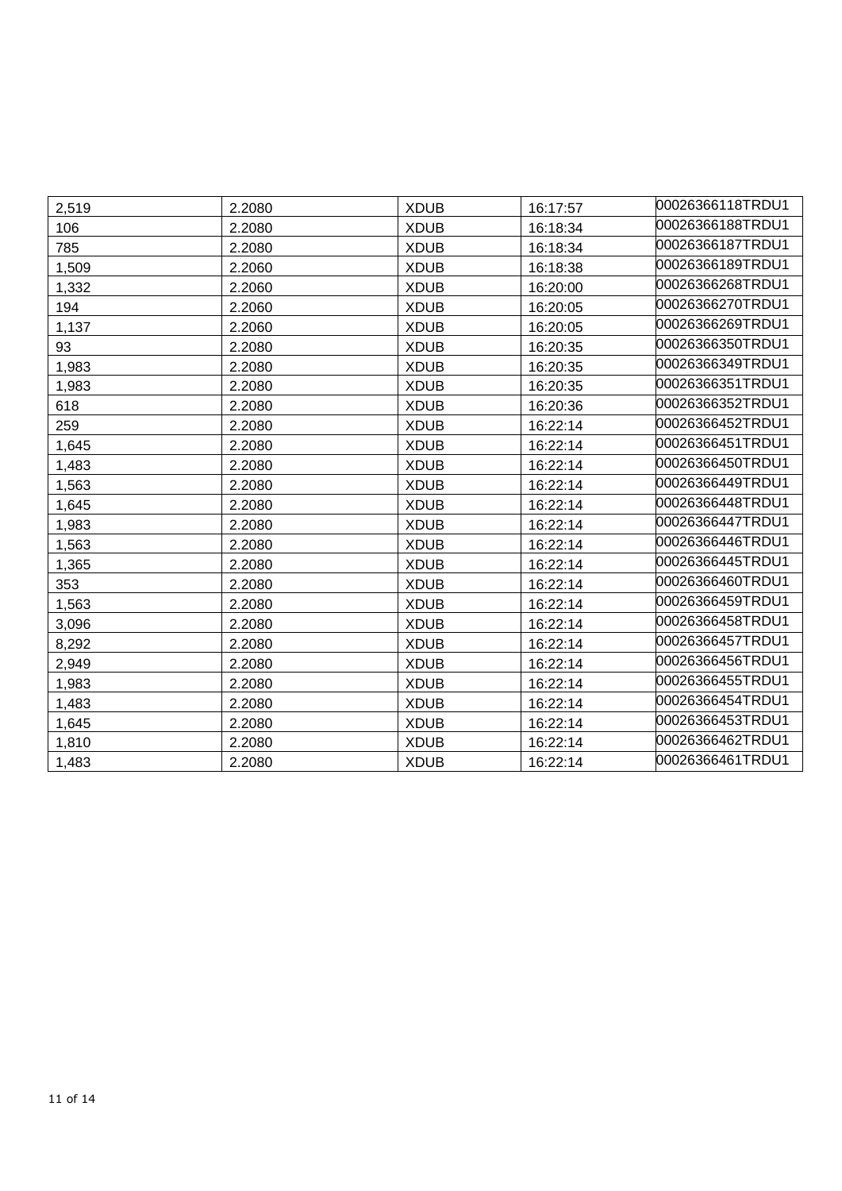| | | | | |
|---|---|---|---|---|
| 2,519 | 2.2080 | XDUB | 16:17:57 | 00026366118TRDU1 |
| 106 | 2.2080 | XDUB | 16:18:34 | 00026366188TRDU1 |
| 785 | 2.2080 | XDUB | 16:18:34 | 00026366187TRDU1 |
| 1,509 | 2.2060 | XDUB | 16:18:38 | 00026366189TRDU1 |
| 1,332 | 2.2060 | XDUB | 16:20:00 | 00026366268TRDU1 |
| 194 | 2.2060 | XDUB | 16:20:05 | 00026366270TRDU1 |
| 1,137 | 2.2060 | XDUB | 16:20:05 | 00026366269TRDU1 |
| 93 | 2.2080 | XDUB | 16:20:35 | 00026366350TRDU1 |
| 1,983 | 2.2080 | XDUB | 16:20:35 | 00026366349TRDU1 |
| 1,983 | 2.2080 | XDUB | 16:20:35 | 00026366351TRDU1 |
| 618 | 2.2080 | XDUB | 16:20:36 | 00026366352TRDU1 |
| 259 | 2.2080 | XDUB | 16:22:14 | 00026366452TRDU1 |
| 1,645 | 2.2080 | XDUB | 16:22:14 | 00026366451TRDU1 |
| 1,483 | 2.2080 | XDUB | 16:22:14 | 00026366450TRDU1 |
| 1,563 | 2.2080 | XDUB | 16:22:14 | 00026366449TRDU1 |
| 1,645 | 2.2080 | XDUB | 16:22:14 | 00026366448TRDU1 |
| 1,983 | 2.2080 | XDUB | 16:22:14 | 00026366447TRDU1 |
| 1,563 | 2.2080 | XDUB | 16:22:14 | 00026366446TRDU1 |
| 1,365 | 2.2080 | XDUB | 16:22:14 | 00026366445TRDU1 |
| 353 | 2.2080 | XDUB | 16:22:14 | 00026366460TRDU1 |
| 1,563 | 2.2080 | XDUB | 16:22:14 | 00026366459TRDU1 |
| 3,096 | 2.2080 | XDUB | 16:22:14 | 00026366458TRDU1 |
| 8,292 | 2.2080 | XDUB | 16:22:14 | 00026366457TRDU1 |
| 2,949 | 2.2080 | XDUB | 16:22:14 | 00026366456TRDU1 |
| 1,983 | 2.2080 | XDUB | 16:22:14 | 00026366455TRDU1 |
| 1,483 | 2.2080 | XDUB | 16:22:14 | 00026366454TRDU1 |
| 1,645 | 2.2080 | XDUB | 16:22:14 | 00026366453TRDU1 |
| 1,810 | 2.2080 | XDUB | 16:22:14 | 00026366462TRDU1 |
| 1,483 | 2.2080 | XDUB | 16:22:14 | 00026366461TRDU1 |